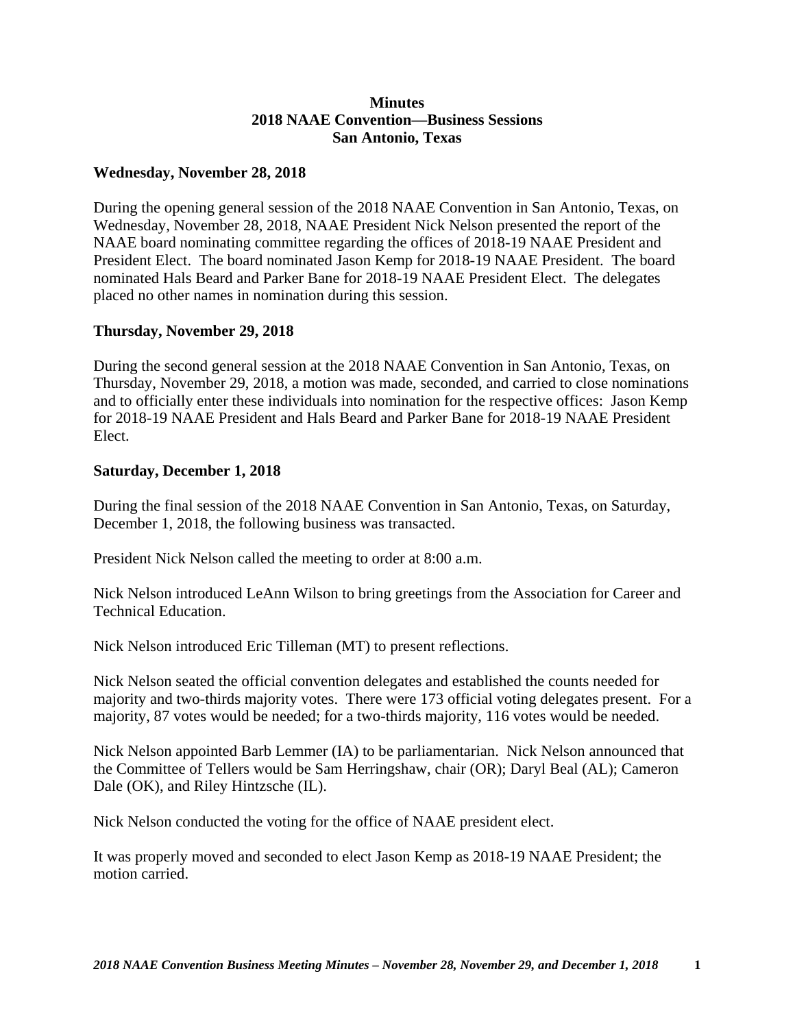# Minutes
## 2018 NAAE Convention—Business Sessions
## San Antonio, Texas

### Wednesday, November 28, 2018

During the opening general session of the 2018 NAAE Convention in San Antonio, Texas, on Wednesday, November 28, 2018, NAAE President Nick Nelson presented the report of the NAAE board nominating committee regarding the offices of 2018-19 NAAE President and President Elect. The board nominated Jason Kemp for 2018-19 NAAE President. The board nominated Hals Beard and Parker Bane for 2018-19 NAAE President Elect. The delegates placed no other names in nomination during this session.

### Thursday, November 29, 2018

During the second general session at the 2018 NAAE Convention in San Antonio, Texas, on Thursday, November 29, 2018, a motion was made, seconded, and carried to close nominations and to officially enter these individuals into nomination for the respective offices: Jason Kemp for 2018-19 NAAE President and Hals Beard and Parker Bane for 2018-19 NAAE President Elect.

### Saturday, December 1, 2018

During the final session of the 2018 NAAE Convention in San Antonio, Texas, on Saturday, December 1, 2018, the following business was transacted.

President Nick Nelson called the meeting to order at 8:00 a.m.

Nick Nelson introduced LeAnn Wilson to bring greetings from the Association for Career and Technical Education.

Nick Nelson introduced Eric Tilleman (MT) to present reflections.

Nick Nelson seated the official convention delegates and established the counts needed for majority and two-thirds majority votes. There were 173 official voting delegates present. For a majority, 87 votes would be needed; for a two-thirds majority, 116 votes would be needed.

Nick Nelson appointed Barb Lemmer (IA) to be parliamentarian. Nick Nelson announced that the Committee of Tellers would be Sam Herringshaw, chair (OR); Daryl Beal (AL); Cameron Dale (OK), and Riley Hintzsche (IL).

Nick Nelson conducted the voting for the office of NAAE president elect.

It was properly moved and seconded to elect Jason Kemp as 2018-19 NAAE President; the motion carried.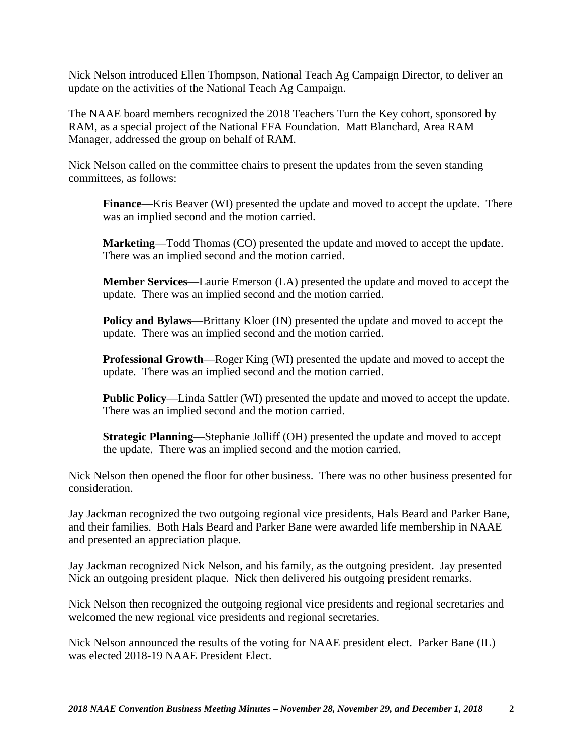Nick Nelson introduced Ellen Thompson, National Teach Ag Campaign Director, to deliver an update on the activities of the National Teach Ag Campaign.

The NAAE board members recognized the 2018 Teachers Turn the Key cohort, sponsored by RAM, as a special project of the National FFA Foundation. Matt Blanchard, Area RAM Manager, addressed the group on behalf of RAM.

Nick Nelson called on the committee chairs to present the updates from the seven standing committees, as follows:

> **Finance**—Kris Beaver (WI) presented the update and moved to accept the update. There was an implied second and the motion carried.
>
> **Marketing**—Todd Thomas (CO) presented the update and moved to accept the update. There was an implied second and the motion carried.
>
> **Member Services**—Laurie Emerson (LA) presented the update and moved to accept the update. There was an implied second and the motion carried.
>
> **Policy and Bylaws**—Brittany Kloer (IN) presented the update and moved to accept the update. There was an implied second and the motion carried.
>
> **Professional Growth**—Roger King (WI) presented the update and moved to accept the update. There was an implied second and the motion carried.
>
> **Public Policy**—Linda Sattler (WI) presented the update and moved to accept the update. There was an implied second and the motion carried.
>
> **Strategic Planning**—Stephanie Jolliff (OH) presented the update and moved to accept the update. There was an implied second and the motion carried.

Nick Nelson then opened the floor for other business. There was no other business presented for consideration.

Jay Jackman recognized the two outgoing regional vice presidents, Hals Beard and Parker Bane, and their families. Both Hals Beard and Parker Bane were awarded life membership in NAAE and presented an appreciation plaque.

Jay Jackman recognized Nick Nelson, and his family, as the outgoing president. Jay presented Nick an outgoing president plaque. Nick then delivered his outgoing president remarks.

Nick Nelson then recognized the outgoing regional vice presidents and regional secretaries and welcomed the new regional vice presidents and regional secretaries.

Nick Nelson announced the results of the voting for NAAE president elect. Parker Bane (IL) was elected 2018-19 NAAE President Elect.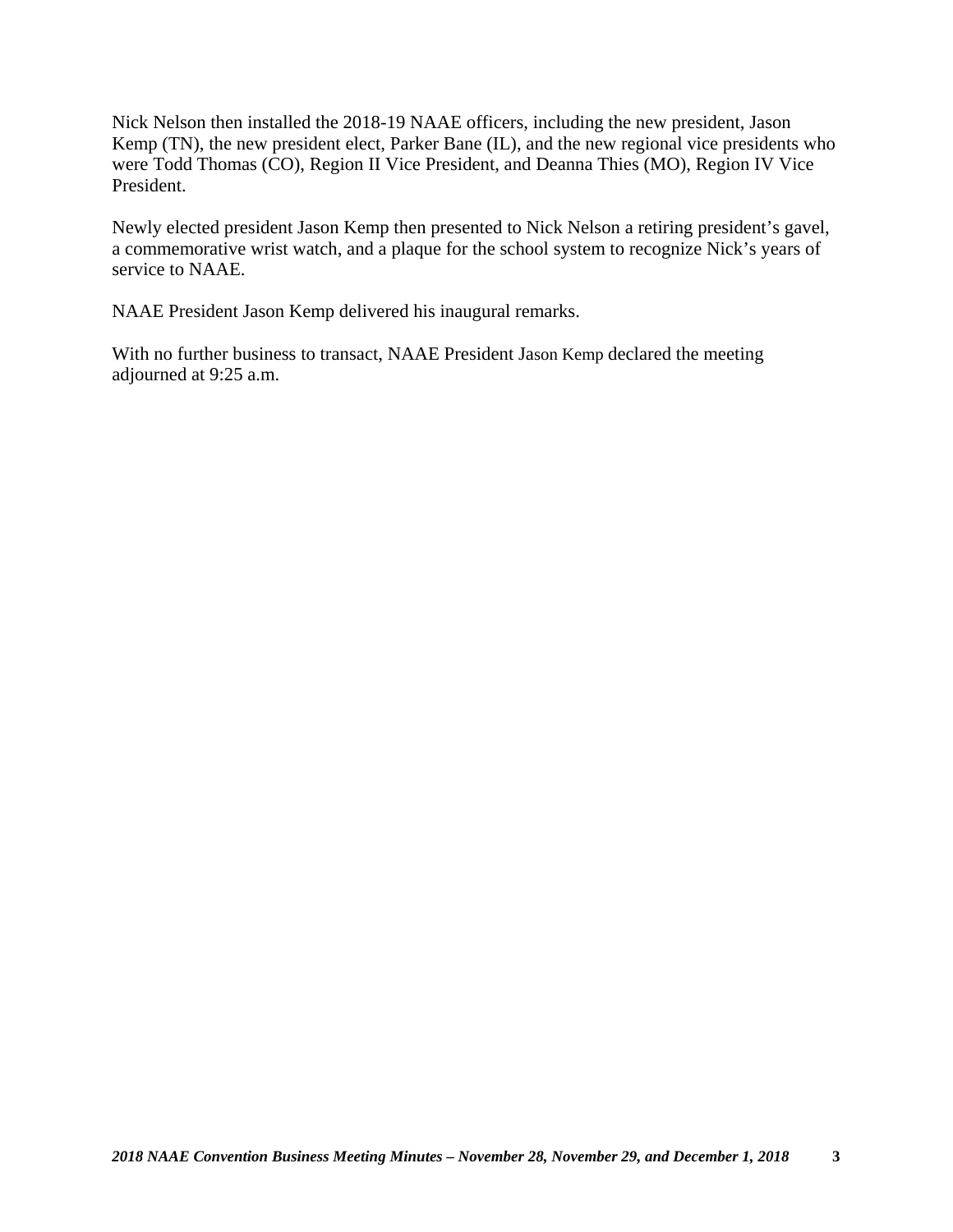Nick Nelson then installed the 2018-19 NAAE officers, including the new president, Jason Kemp (TN), the new president elect, Parker Bane (IL), and the new regional vice presidents who were Todd Thomas (CO), Region II Vice President, and Deanna Thies (MO), Region IV Vice President.

Newly elected president Jason Kemp then presented to Nick Nelson a retiring president's gavel, a commemorative wrist watch, and a plaque for the school system to recognize Nick's years of service to NAAE.

NAAE President Jason Kemp delivered his inaugural remarks.

With no further business to transact, NAAE President Jason Kemp declared the meeting adjourned at 9:25 a.m.